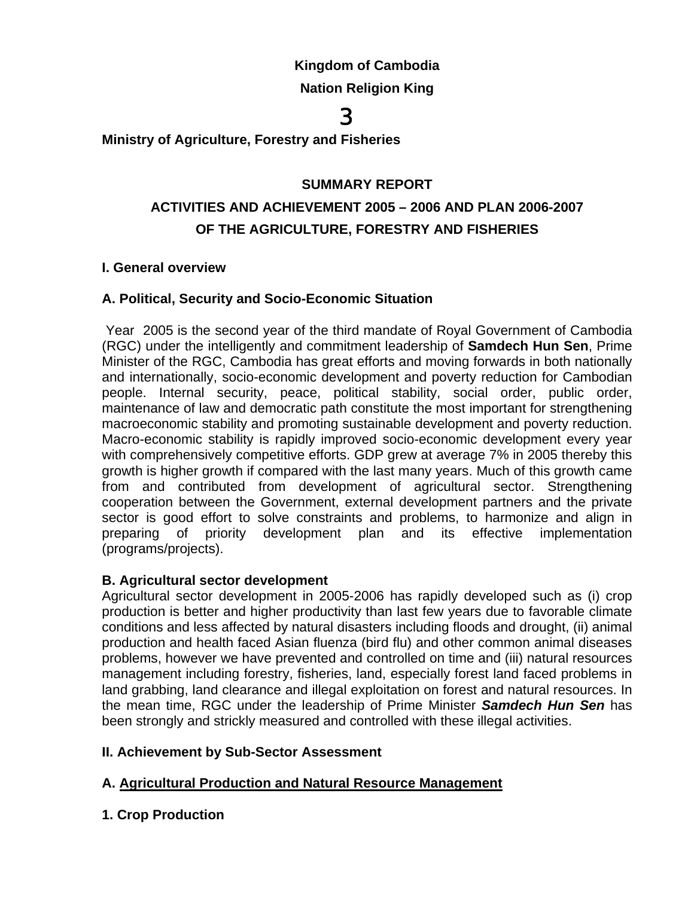**Kingdom of Cambodia**

**Nation Religion King**

3

**Ministry of Agriculture, Forestry and Fisheries**

# SUMMARY REPORT
# ACTIVITIES AND ACHIEVEMENT 2005 – 2006 AND PLAN 2006-2007 OF THE AGRICULTURE, FORESTRY AND FISHERIES

## I. General overview

### A. Political, Security and Socio-Economic Situation

Year 2005 is the second year of the third mandate of Royal Government of Cambodia (RGC) under the intelligently and commitment leadership of **Samdech Hun Sen**, Prime Minister of the RGC, Cambodia has great efforts and moving forwards in both nationally and internationally, socio-economic development and poverty reduction for Cambodian people. Internal security, peace, political stability, social order, public order, maintenance of law and democratic path constitute the most important for strengthening macroeconomic stability and promoting sustainable development and poverty reduction. Macro-economic stability is rapidly improved socio-economic development every year with comprehensively competitive efforts. GDP grew at average 7% in 2005 thereby this growth is higher growth if compared with the last many years. Much of this growth came from and contributed from development of agricultural sector. Strengthening cooperation between the Government, external development partners and the private sector is good effort to solve constraints and problems, to harmonize and align in preparing of priority development plan and its effective implementation (programs/projects).

### B. Agricultural sector development

Agricultural sector development in 2005-2006 has rapidly developed such as (i) crop production is better and higher productivity than last few years due to favorable climate conditions and less affected by natural disasters including floods and drought, (ii) animal production and health faced Asian fluenza (bird flu) and other common animal diseases problems, however we have prevented and controlled on time and (iii) natural resources management including forestry, fisheries, land, especially forest land faced problems in land grabbing, land clearance and illegal exploitation on forest and natural resources. In the mean time, RGC under the leadership of Prime Minister ***Samdech Hun Sen*** has been strongly and strickly measured and controlled with these illegal activities.

## II. Achievement by Sub-Sector Assessment

### A. Agricultural Production and Natural Resource Management

#### 1. Crop Production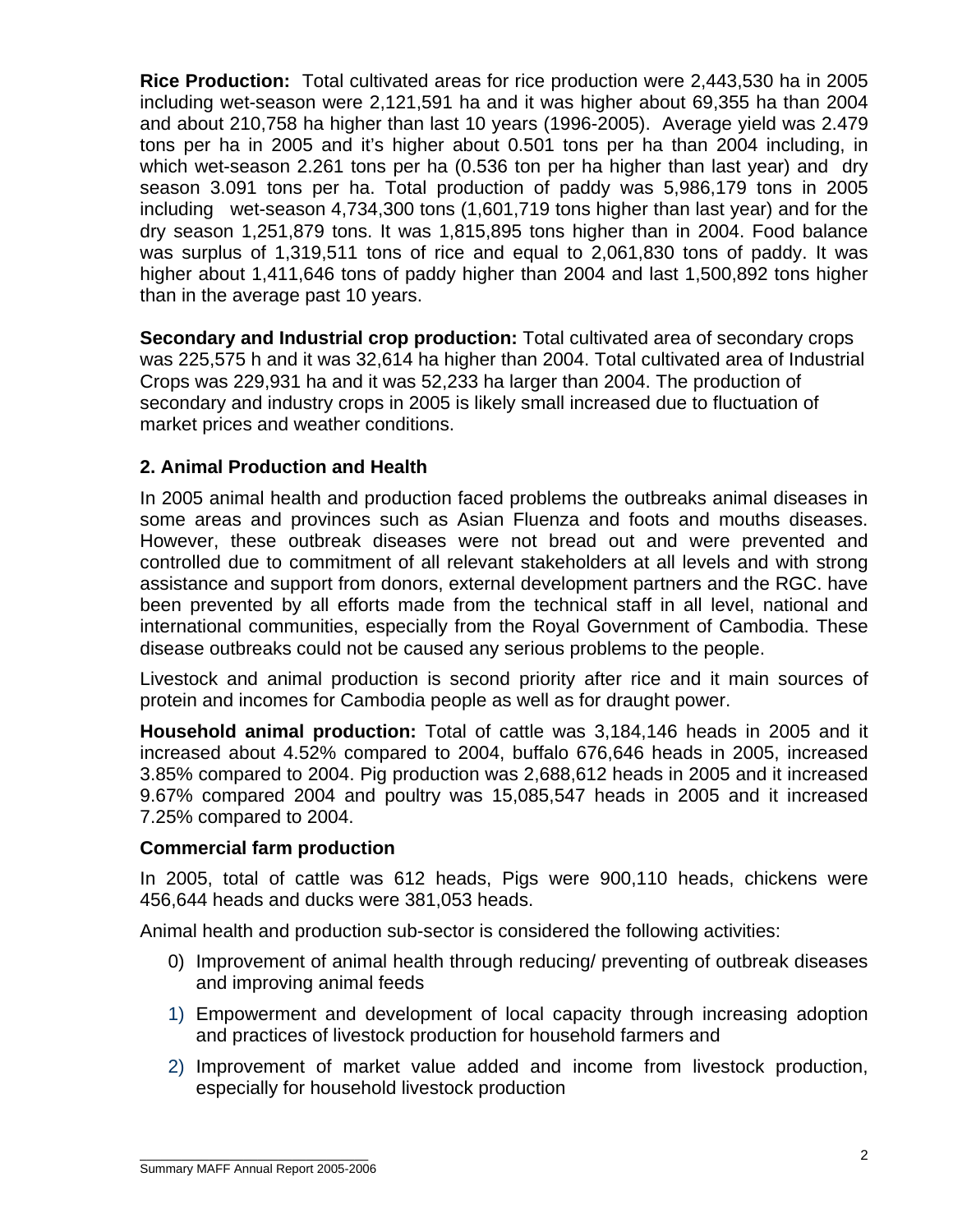**Rice Production:** Total cultivated areas for rice production were 2,443,530 ha in 2005 including wet-season were 2,121,591 ha and it was higher about 69,355 ha than 2004 and about 210,758 ha higher than last 10 years (1996-2005). Average yield was 2.479 tons per ha in 2005 and it's higher about 0.501 tons per ha than 2004 including, in which wet-season 2.261 tons per ha (0.536 ton per ha higher than last year) and dry season 3.091 tons per ha. Total production of paddy was 5,986,179 tons in 2005 including wet-season 4,734,300 tons (1,601,719 tons higher than last year) and for the dry season 1,251,879 tons. It was 1,815,895 tons higher than in 2004. Food balance was surplus of 1,319,511 tons of rice and equal to 2,061,830 tons of paddy. It was higher about 1,411,646 tons of paddy higher than 2004 and last 1,500,892 tons higher than in the average past 10 years.

**Secondary and Industrial crop production:** Total cultivated area of secondary crops was 225,575 h and it was 32,614 ha higher than 2004. Total cultivated area of Industrial Crops was 229,931 ha and it was 52,233 ha larger than 2004. The production of secondary and industry crops in 2005 is likely small increased due to fluctuation of market prices and weather conditions.

## 2. Animal Production and Health

In 2005 animal health and production faced problems the outbreaks animal diseases in some areas and provinces such as Asian Fluenza and foots and mouths diseases. However, these outbreak diseases were not bread out and were prevented and controlled due to commitment of all relevant stakeholders at all levels and with strong assistance and support from donors, external development partners and the RGC. have been prevented by all efforts made from the technical staff in all level, national and international communities, especially from the Royal Government of Cambodia. These disease outbreaks could not be caused any serious problems to the people.

Livestock and animal production is second priority after rice and it main sources of protein and incomes for Cambodia people as well as for draught power.

**Household animal production:** Total of cattle was 3,184,146 heads in 2005 and it increased about 4.52% compared to 2004, buffalo 676,646 heads in 2005, increased 3.85% compared to 2004. Pig production was 2,688,612 heads in 2005 and it increased 9.67% compared 2004 and poultry was 15,085,547 heads in 2005 and it increased 7.25% compared to 2004.

**Commercial farm production**

In 2005, total of cattle was 612 heads, Pigs were 900,110 heads, chickens were 456,644 heads and ducks were 381,053 heads.

Animal health and production sub-sector is considered the following activities:

0) Improvement of animal health through reducing/ preventing of outbreak diseases and improving animal feeds
1) Empowerment and development of local capacity through increasing adoption and practices of livestock production for household farmers and
2) Improvement of market value added and income from livestock production, especially for household livestock production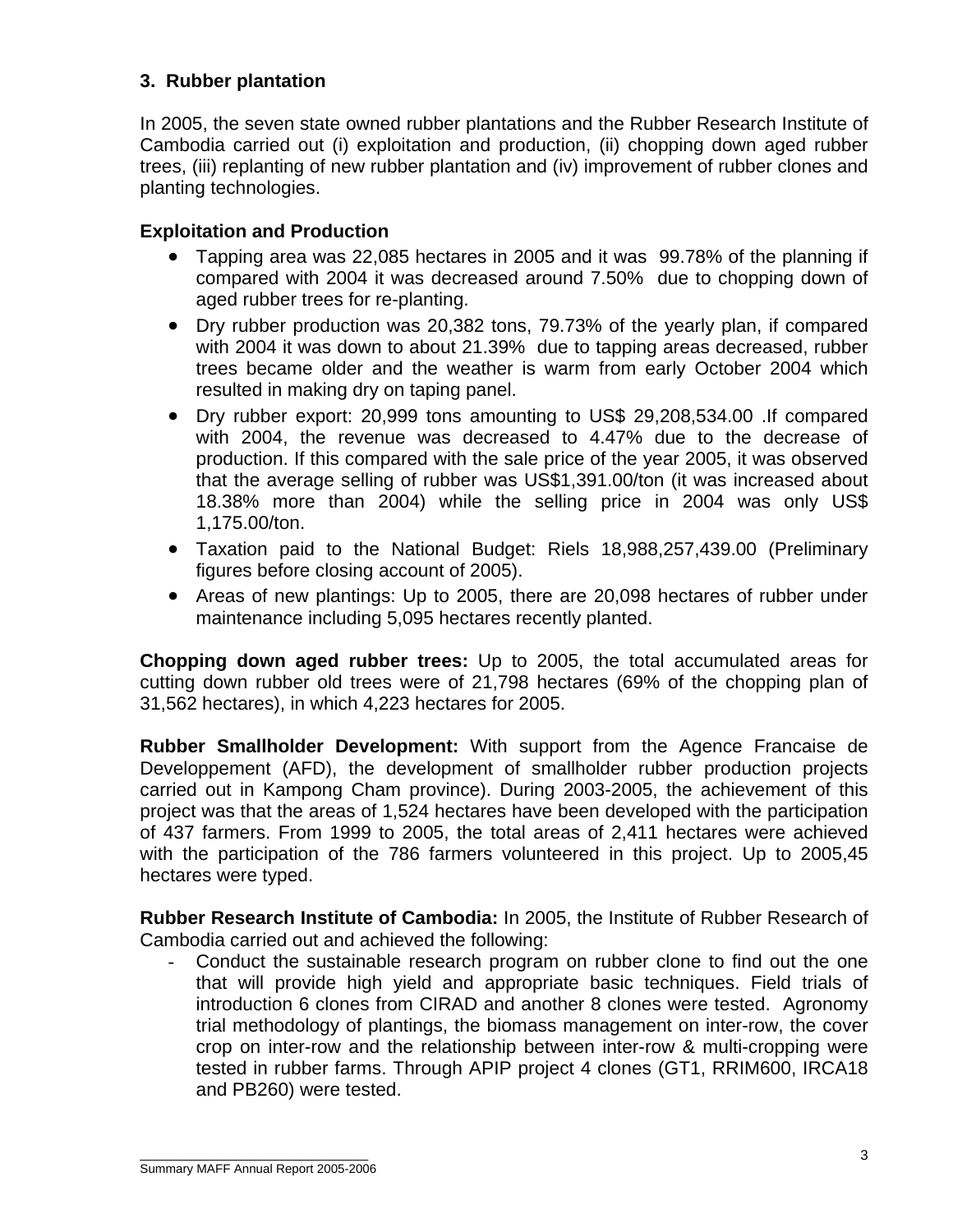### 3. Rubber plantation

In 2005, the seven state owned rubber plantations and the Rubber Research Institute of Cambodia carried out (i) exploitation and production, (ii) chopping down aged rubber trees, (iii) replanting of new rubber plantation and (iv) improvement of rubber clones and planting technologies.

**Exploitation and Production**

- Tapping area was 22,085 hectares in 2005 and it was 99.78% of the planning if compared with 2004 it was decreased around 7.50% due to chopping down of aged rubber trees for re-planting.
- Dry rubber production was 20,382 tons, 79.73% of the yearly plan, if compared with 2004 it was down to about 21.39% due to tapping areas decreased, rubber trees became older and the weather is warm from early October 2004 which resulted in making dry on taping panel.
- Dry rubber export: 20,999 tons amounting to US$ 29,208,534.00 .If compared with 2004, the revenue was decreased to 4.47% due to the decrease of production. If this compared with the sale price of the year 2005, it was observed that the average selling of rubber was US$1,391.00/ton (it was increased about 18.38% more than 2004) while the selling price in 2004 was only US$ 1,175.00/ton.
- Taxation paid to the National Budget: Riels 18,988,257,439.00 (Preliminary figures before closing account of 2005).
- Areas of new plantings: Up to 2005, there are 20,098 hectares of rubber under maintenance including 5,095 hectares recently planted.

**Chopping down aged rubber trees:** Up to 2005, the total accumulated areas for cutting down rubber old trees were of 21,798 hectares (69% of the chopping plan of 31,562 hectares), in which 4,223 hectares for 2005.

**Rubber Smallholder Development:** With support from the Agence Francaise de Developpement (AFD), the development of smallholder rubber production projects carried out in Kampong Cham province). During 2003-2005, the achievement of this project was that the areas of 1,524 hectares have been developed with the participation of 437 farmers. From 1999 to 2005, the total areas of 2,411 hectares were achieved with the participation of the 786 farmers volunteered in this project. Up to 2005,45 hectares were typed.

**Rubber Research Institute of Cambodia:** In 2005, the Institute of Rubber Research of Cambodia carried out and achieved the following:

- Conduct the sustainable research program on rubber clone to find out the one that will provide high yield and appropriate basic techniques. Field trials of introduction 6 clones from CIRAD and another 8 clones were tested. Agronomy trial methodology of plantings, the biomass management on inter-row, the cover crop on inter-row and the relationship between inter-row & multi-cropping were tested in rubber farms. Through APIP project 4 clones (GT1, RRIM600, IRCA18 and PB260) were tested.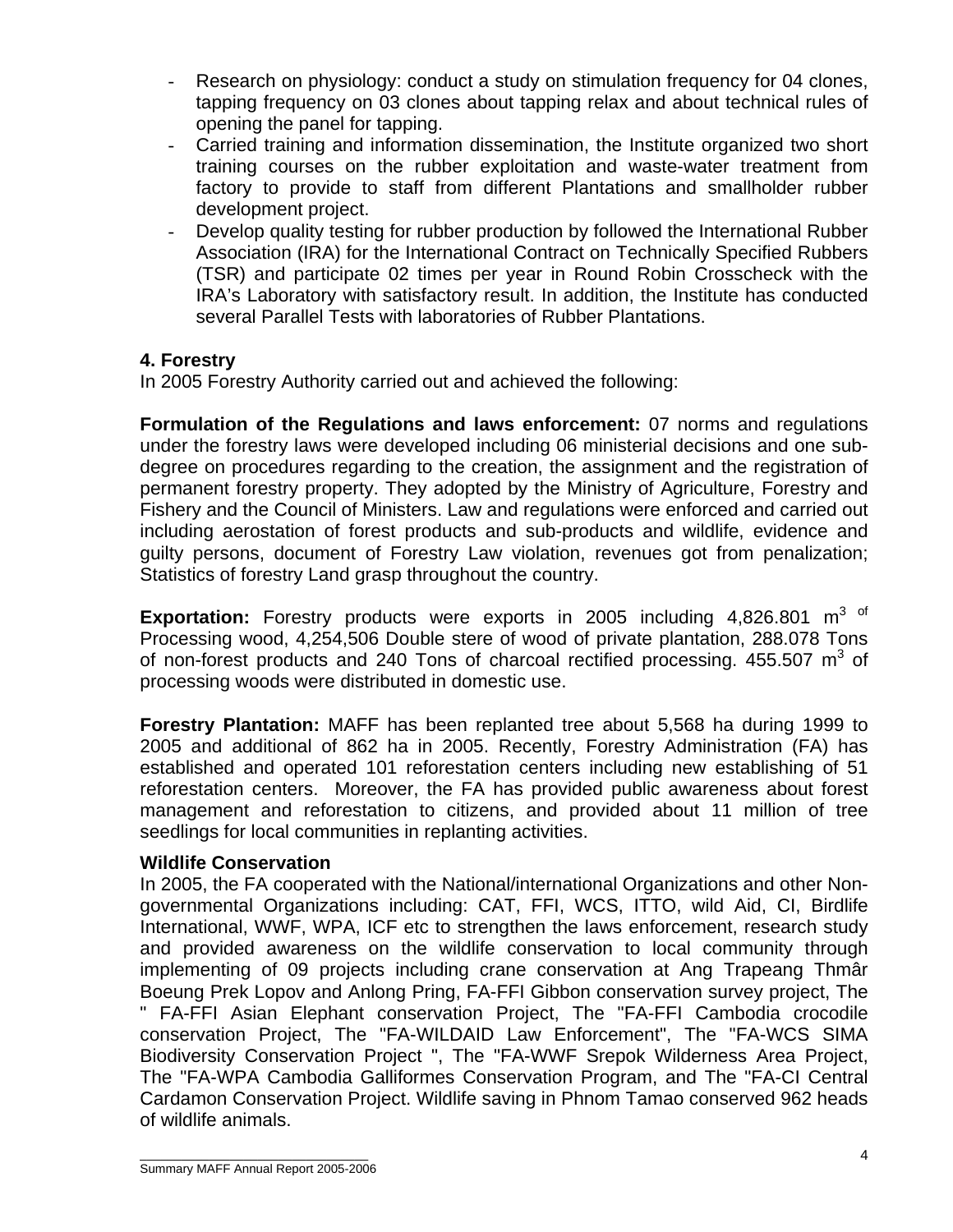- Research on physiology: conduct a study on stimulation frequency for 04 clones, tapping frequency on 03 clones about tapping relax and about technical rules of opening the panel for tapping.
- Carried training and information dissemination, the Institute organized two short training courses on the rubber exploitation and waste-water treatment from factory to provide to staff from different Plantations and smallholder rubber development project.
- Develop quality testing for rubber production by followed the International Rubber Association (IRA) for the International Contract on Technically Specified Rubbers (TSR) and participate 02 times per year in Round Robin Crosscheck with the IRA's Laboratory with satisfactory result. In addition, the Institute has conducted several Parallel Tests with laboratories of Rubber Plantations.

## 4. Forestry

In 2005 Forestry Authority carried out and achieved the following:

**Formulation of the Regulations and laws enforcement:** 07 norms and regulations under the forestry laws were developed including 06 ministerial decisions and one sub-degree on procedures regarding to the creation, the assignment and the registration of permanent forestry property. They adopted by the Ministry of Agriculture, Forestry and Fishery and the Council of Ministers. Law and regulations were enforced and carried out including aerostation of forest products and sub-products and wildlife, evidence and guilty persons, document of Forestry Law violation, revenues got from penalization; Statistics of forestry Land grasp throughout the country.

**Exportation:** Forestry products were exports in 2005 including 4,826.801 m$^3$ of Processing wood, 4,254,506 Double stere of wood of private plantation, 288.078 Tons of non-forest products and 240 Tons of charcoal rectified processing. 455.507 m$^3$ of processing woods were distributed in domestic use.

**Forestry Plantation:** MAFF has been replanted tree about 5,568 ha during 1999 to 2005 and additional of 862 ha in 2005. Recently, Forestry Administration (FA) has established and operated 101 reforestation centers including new establishing of 51 reforestation centers. Moreover, the FA has provided public awareness about forest management and reforestation to citizens, and provided about 11 million of tree seedlings for local communities in replanting activities.

**Wildlife Conservation**

In 2005, the FA cooperated with the National/international Organizations and other Non-governmental Organizations including: CAT, FFI, WCS, ITTO, wild Aid, CI, Birdlife International, WWF, WPA, ICF etc to strengthen the laws enforcement, research study and provided awareness on the wildlife conservation to local community through implementing of 09 projects including crane conservation at Ang Trapeang Thmâr Boeung Prek Lopov and Anlong Pring, FA-FFI Gibbon conservation survey project, The " FA-FFI Asian Elephant conservation Project, The "FA-FFI Cambodia crocodile conservation Project, The "FA-WILDAID Law Enforcement", The "FA-WCS SIMA Biodiversity Conservation Project ", The "FA-WWF Srepok Wilderness Area Project, The "FA-WPA Cambodia Galliformes Conservation Program, and The "FA-CI Central Cardamon Conservation Project. Wildlife saving in Phnom Tamao conserved 962 heads of wildlife animals.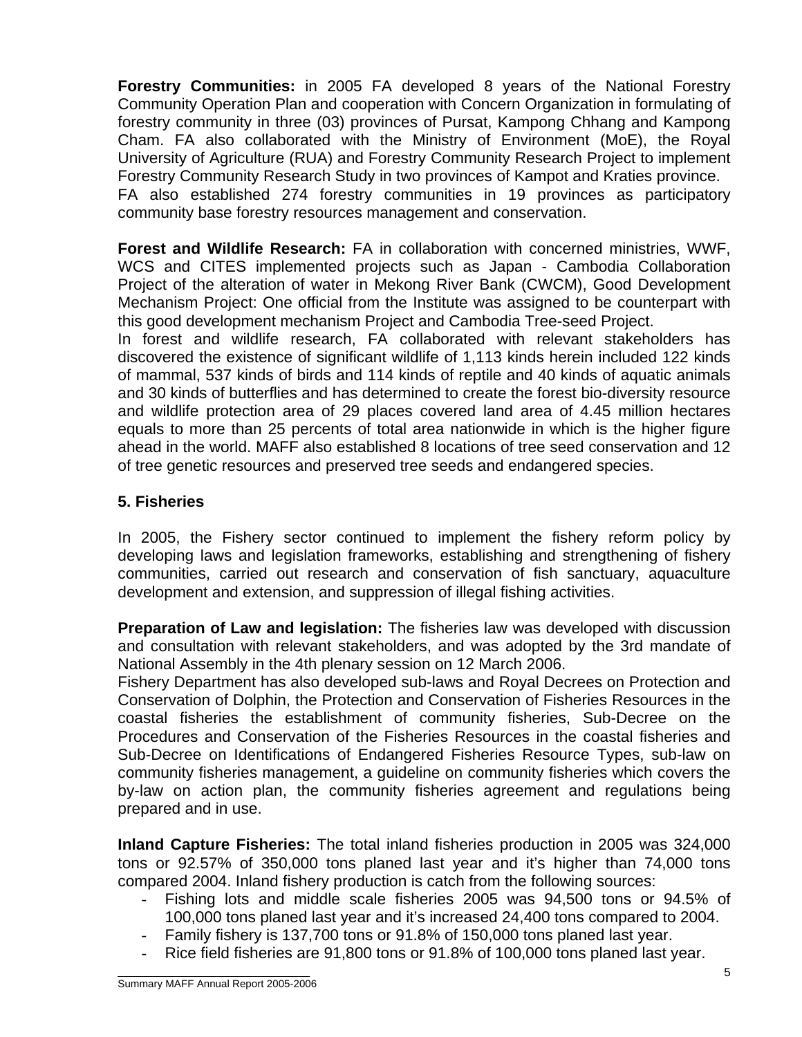**Forestry Communities:** in 2005 FA developed 8 years of the National Forestry Community Operation Plan and cooperation with Concern Organization in formulating of forestry community in three (03) provinces of Pursat, Kampong Chhang and Kampong Cham. FA also collaborated with the Ministry of Environment (MoE), the Royal University of Agriculture (RUA) and Forestry Community Research Project to implement Forestry Community Research Study in two provinces of Kampot and Kraties province.
FA also established 274 forestry communities in 19 provinces as participatory community base forestry resources management and conservation.

**Forest and Wildlife Research:** FA in collaboration with concerned ministries, WWF, WCS and CITES implemented projects such as Japan - Cambodia Collaboration Project of the alteration of water in Mekong River Bank (CWCM), Good Development Mechanism Project: One official from the Institute was assigned to be counterpart with this good development mechanism Project and Cambodia Tree-seed Project.
In forest and wildlife research, FA collaborated with relevant stakeholders has discovered the existence of significant wildlife of 1,113 kinds herein included 122 kinds of mammal, 537 kinds of birds and 114 kinds of reptile and 40 kinds of aquatic animals and 30 kinds of butterflies and has determined to create the forest bio-diversity resource and wildlife protection area of 29 places covered land area of 4.45 million hectares equals to more than 25 percents of total area nationwide in which is the higher figure ahead in the world. MAFF also established 8 locations of tree seed conservation and 12 of tree genetic resources and preserved tree seeds and endangered species.

## 5. Fisheries

In 2005, the Fishery sector continued to implement the fishery reform policy by developing laws and legislation frameworks, establishing and strengthening of fishery communities, carried out research and conservation of fish sanctuary, aquaculture development and extension, and suppression of illegal fishing activities.

**Preparation of Law and legislation:** The fisheries law was developed with discussion and consultation with relevant stakeholders, and was adopted by the 3rd mandate of National Assembly in the 4th plenary session on 12 March 2006.
Fishery Department has also developed sub-laws and Royal Decrees on Protection and Conservation of Dolphin, the Protection and Conservation of Fisheries Resources in the coastal fisheries the establishment of community fisheries, Sub-Decree on the Procedures and Conservation of the Fisheries Resources in the coastal fisheries and Sub-Decree on Identifications of Endangered Fisheries Resource Types, sub-law on community fisheries management, a guideline on community fisheries which covers the by-law on action plan, the community fisheries agreement and regulations being prepared and in use.

**Inland Capture Fisheries:** The total inland fisheries production in 2005 was 324,000 tons or 92.57% of 350,000 tons planed last year and it's higher than 74,000 tons compared 2004. Inland fishery production is catch from the following sources:

- Fishing lots and middle scale fisheries 2005 was 94,500 tons or 94.5% of 100,000 tons planed last year and it's increased 24,400 tons compared to 2004.
- Family fishery is 137,700 tons or 91.8% of 150,000 tons planed last year.
- Rice field fisheries are 91,800 tons or 91.8% of 100,000 tons planed last year.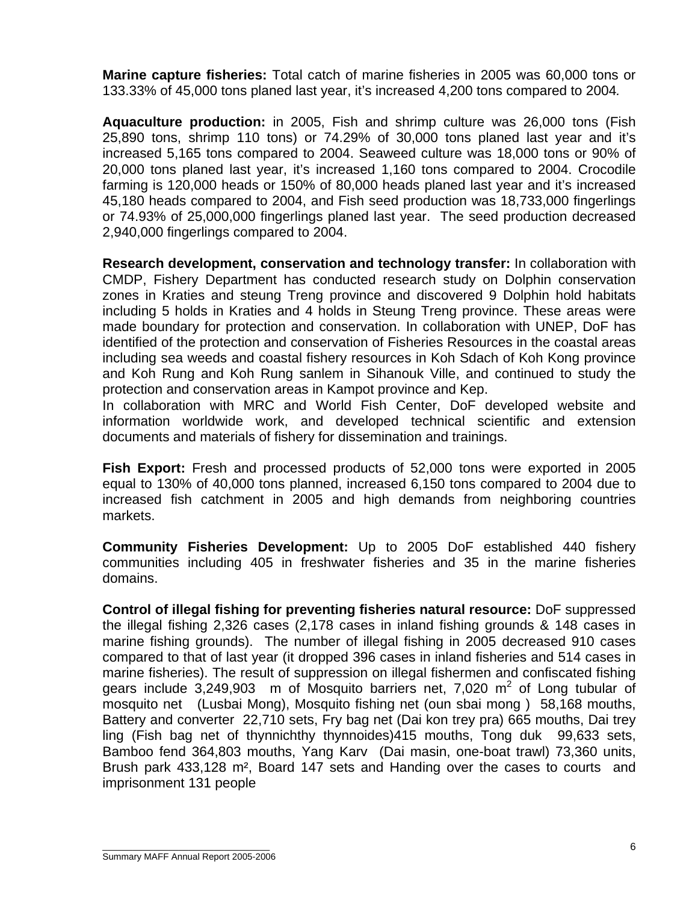**Marine capture fisheries:** Total catch of marine fisheries in 2005 was 60,000 tons or 133.33% of 45,000 tons planed last year, it's increased 4,200 tons compared to 2004.

**Aquaculture production:** in 2005, Fish and shrimp culture was 26,000 tons (Fish 25,890 tons, shrimp 110 tons) or 74.29% of 30,000 tons planed last year and it's increased 5,165 tons compared to 2004. Seaweed culture was 18,000 tons or 90% of 20,000 tons planed last year, it's increased 1,160 tons compared to 2004. Crocodile farming is 120,000 heads or 150% of 80,000 heads planed last year and it's increased 45,180 heads compared to 2004, and Fish seed production was 18,733,000 fingerlings or 74.93% of 25,000,000 fingerlings planed last year. The seed production decreased 2,940,000 fingerlings compared to 2004.

**Research development, conservation and technology transfer:** In collaboration with CMDP, Fishery Department has conducted research study on Dolphin conservation zones in Kraties and steung Treng province and discovered 9 Dolphin hold habitats including 5 holds in Kraties and 4 holds in Steung Treng province. These areas were made boundary for protection and conservation. In collaboration with UNEP, DoF has identified of the protection and conservation of Fisheries Resources in the coastal areas including sea weeds and coastal fishery resources in Koh Sdach of Koh Kong province and Koh Rung and Koh Rung sanlem in Sihanouk Ville, and continued to study the protection and conservation areas in Kampot province and Kep.
In collaboration with MRC and World Fish Center, DoF developed website and information worldwide work, and developed technical scientific and extension documents and materials of fishery for dissemination and trainings.

**Fish Export:** Fresh and processed products of 52,000 tons were exported in 2005 equal to 130% of 40,000 tons planned, increased 6,150 tons compared to 2004 due to increased fish catchment in 2005 and high demands from neighboring countries markets.

**Community Fisheries Development:** Up to 2005 DoF established 440 fishery communities including 405 in freshwater fisheries and 35 in the marine fisheries domains.

**Control of illegal fishing for preventing fisheries natural resource:** DoF suppressed the illegal fishing 2,326 cases (2,178 cases in inland fishing grounds & 148 cases in marine fishing grounds). The number of illegal fishing in 2005 decreased 910 cases compared to that of last year (it dropped 396 cases in inland fisheries and 514 cases in marine fisheries). The result of suppression on illegal fishermen and confiscated fishing gears include 3,249,903 m of Mosquito barriers net, 7,020 $m^2$ of Long tubular of mosquito net (Lusbai Mong), Mosquito fishing net (oun sbai mong ) 58,168 mouths, Battery and converter 22,710 sets, Fry bag net (Dai kon trey pra) 665 mouths, Dai trey ling (Fish bag net of thynnichthy thynnoides)415 mouths, Tong duk 99,633 sets, Bamboo fend 364,803 mouths, Yang Karv (Dai masin, one-boat trawl) 73,360 units, Brush park 433,128 m², Board 147 sets and Handing over the cases to courts and imprisonment 131 people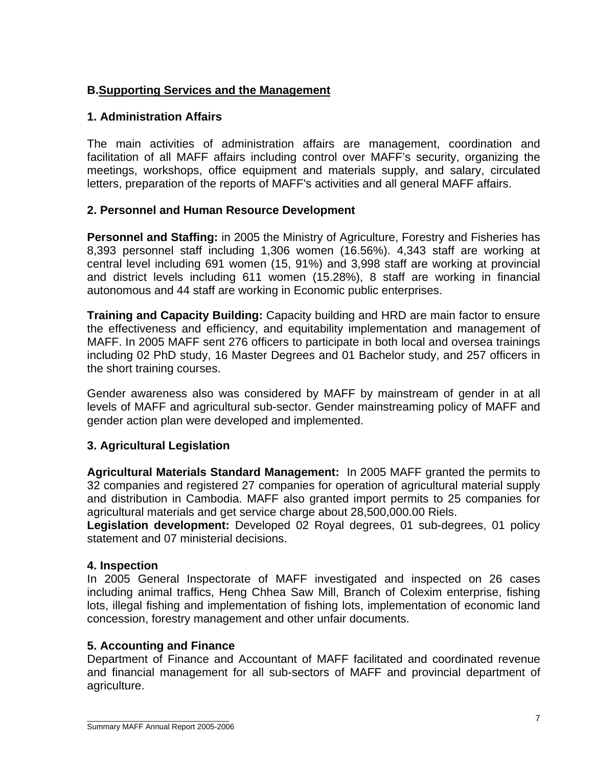## B. Supporting Services and the Management

### 1. Administration Affairs

The main activities of administration affairs are management, coordination and facilitation of all MAFF affairs including control over MAFF's security, organizing the meetings, workshops, office equipment and materials supply, and salary, circulated letters, preparation of the reports of MAFF's activities and all general MAFF affairs.

### 2. Personnel and Human Resource Development

**Personnel and Staffing:** in 2005 the Ministry of Agriculture, Forestry and Fisheries has 8,393 personnel staff including 1,306 women (16.56%). 4,343 staff are working at central level including 691 women (15, 91%) and 3,998 staff are working at provincial and district levels including 611 women (15.28%), 8 staff are working in financial autonomous and 44 staff are working in Economic public enterprises.

**Training and Capacity Building:** Capacity building and HRD are main factor to ensure the effectiveness and efficiency, and equitability implementation and management of MAFF. In 2005 MAFF sent 276 officers to participate in both local and oversea trainings including 02 PhD study, 16 Master Degrees and 01 Bachelor study, and 257 officers in the short training courses.

Gender awareness also was considered by MAFF by mainstream of gender in at all levels of MAFF and agricultural sub-sector. Gender mainstreaming policy of MAFF and gender action plan were developed and implemented.

### 3. Agricultural Legislation

**Agricultural Materials Standard Management:** In 2005 MAFF granted the permits to 32 companies and registered 27 companies for operation of agricultural material supply and distribution in Cambodia. MAFF also granted import permits to 25 companies for agricultural materials and get service charge about 28,500,000.00 Riels.

**Legislation development:** Developed 02 Royal degrees, 01 sub-degrees, 01 policy statement and 07 ministerial decisions.

### 4. Inspection

In 2005 General Inspectorate of MAFF investigated and inspected on 26 cases including animal traffics, Heng Chhea Saw Mill, Branch of Colexim enterprise, fishing lots, illegal fishing and implementation of fishing lots, implementation of economic land concession, forestry management and other unfair documents.

### 5. Accounting and Finance

Department of Finance and Accountant of MAFF facilitated and coordinated revenue and financial management for all sub-sectors of MAFF and provincial department of agriculture.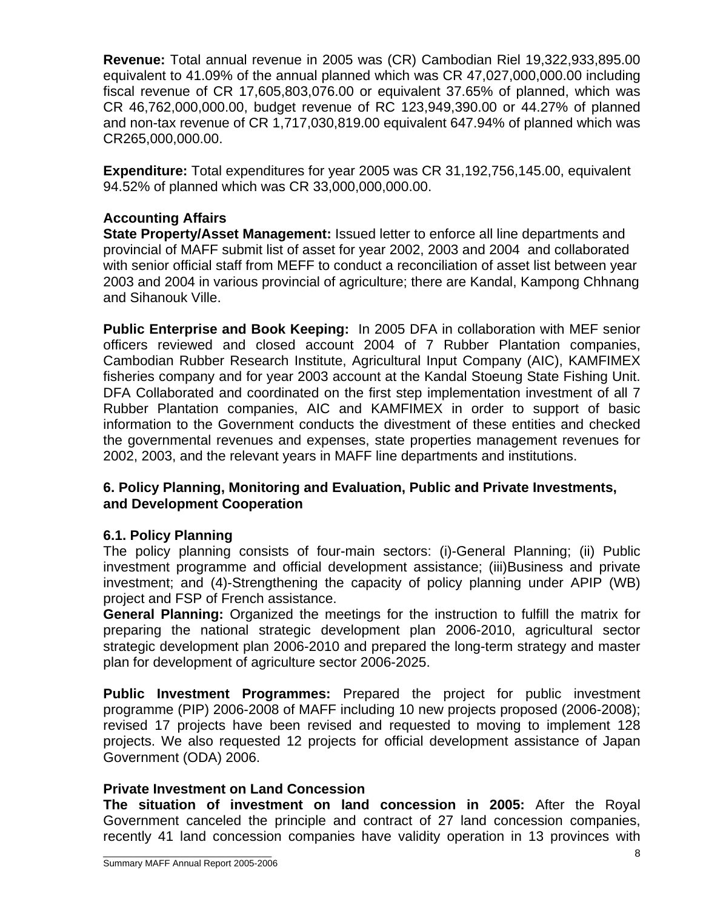**Revenue:** Total annual revenue in 2005 was (CR) Cambodian Riel 19,322,933,895.00 equivalent to 41.09% of the annual planned which was CR 47,027,000,000.00 including fiscal revenue of CR 17,605,803,076.00 or equivalent 37.65% of planned, which was CR 46,762,000,000.00, budget revenue of RC 123,949,390.00 or 44.27% of planned and non-tax revenue of CR 1,717,030,819.00 equivalent 647.94% of planned which was CR265,000,000.00.

**Expenditure:** Total expenditures for year 2005 was CR 31,192,756,145.00, equivalent 94.52% of planned which was CR 33,000,000,000.00.

### Accounting Affairs

**State Property/Asset Management:** Issued letter to enforce all line departments and provincial of MAFF submit list of asset for year 2002, 2003 and 2004 and collaborated with senior official staff from MEFF to conduct a reconciliation of asset list between year 2003 and 2004 in various provincial of agriculture; there are Kandal, Kampong Chhnang and Sihanouk Ville.

**Public Enterprise and Book Keeping:** In 2005 DFA in collaboration with MEF senior officers reviewed and closed account 2004 of 7 Rubber Plantation companies, Cambodian Rubber Research Institute, Agricultural Input Company (AIC), KAMFIMEX fisheries company and for year 2003 account at the Kandal Stoeung State Fishing Unit. DFA Collaborated and coordinated on the first step implementation investment of all 7 Rubber Plantation companies, AIC and KAMFIMEX in order to support of basic information to the Government conducts the divestment of these entities and checked the governmental revenues and expenses, state properties management revenues for 2002, 2003, and the relevant years in MAFF line departments and institutions.

## 6. Policy Planning, Monitoring and Evaluation, Public and Private Investments, and Development Cooperation

### 6.1. Policy Planning

The policy planning consists of four-main sectors: (i)-General Planning; (ii) Public investment programme and official development assistance; (iii)Business and private investment; and (4)-Strengthening the capacity of policy planning under APIP (WB) project and FSP of French assistance.

**General Planning:** Organized the meetings for the instruction to fulfill the matrix for preparing the national strategic development plan 2006-2010, agricultural sector strategic development plan 2006-2010 and prepared the long-term strategy and master plan for development of agriculture sector 2006-2025.

**Public Investment Programmes:** Prepared the project for public investment programme (PIP) 2006-2008 of MAFF including 10 new projects proposed (2006-2008); revised 17 projects have been revised and requested to moving to implement 128 projects. We also requested 12 projects for official development assistance of Japan Government (ODA) 2006.

### Private Investment on Land Concession

**The situation of investment on land concession in 2005:** After the Royal Government canceled the principle and contract of 27 land concession companies, recently 41 land concession companies have validity operation in 13 provinces with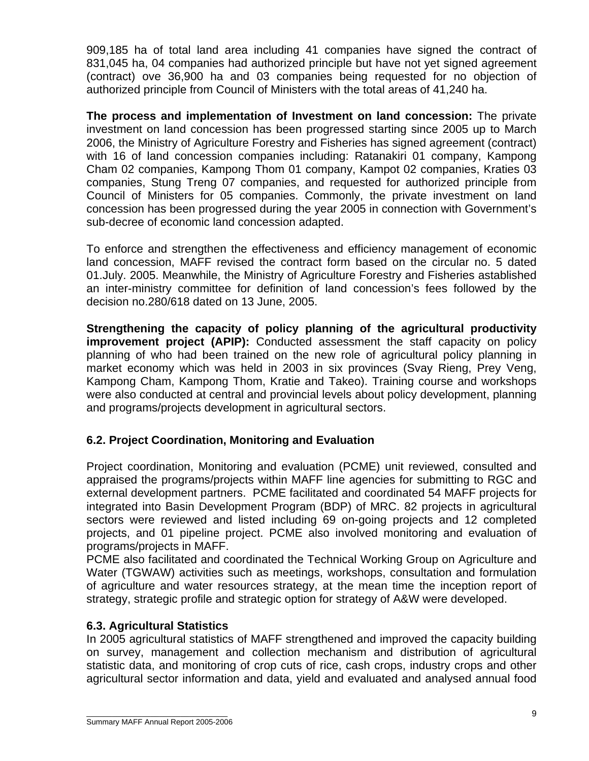909,185 ha of total land area including 41 companies have signed the contract of 831,045 ha, 04 companies had authorized principle but have not yet signed agreement (contract) ove 36,900 ha and 03 companies being requested for no objection of authorized principle from Council of Ministers with the total areas of 41,240 ha.

**The process and implementation of Investment on land concession:** The private investment on land concession has been progressed starting since 2005 up to March 2006, the Ministry of Agriculture Forestry and Fisheries has signed agreement (contract) with 16 of land concession companies including: Ratanakiri 01 company, Kampong Cham 02 companies, Kampong Thom 01 company, Kampot 02 companies, Kraties 03 companies, Stung Treng 07 companies, and requested for authorized principle from Council of Ministers for 05 companies. Commonly, the private investment on land concession has been progressed during the year 2005 in connection with Government's sub-decree of economic land concession adapted.

To enforce and strengthen the effectiveness and efficiency management of economic land concession, MAFF revised the contract form based on the circular no. 5 dated 01.July. 2005. Meanwhile, the Ministry of Agriculture Forestry and Fisheries astablished an inter-ministry committee for definition of land concession's fees followed by the decision no.280/618 dated on 13 June, 2005.

**Strengthening the capacity of policy planning of the agricultural productivity improvement project (APIP):** Conducted assessment the staff capacity on policy planning of who had been trained on the new role of agricultural policy planning in market economy which was held in 2003 in six provinces (Svay Rieng, Prey Veng, Kampong Cham, Kampong Thom, Kratie and Takeo). Training course and workshops were also conducted at central and provincial levels about policy development, planning and programs/projects development in agricultural sectors.

### 6.2. Project Coordination, Monitoring and Evaluation

Project coordination, Monitoring and evaluation (PCME) unit reviewed, consulted and appraised the programs/projects within MAFF line agencies for submitting to RGC and external development partners. PCME facilitated and coordinated 54 MAFF projects for integrated into Basin Development Program (BDP) of MRC. 82 projects in agricultural sectors were reviewed and listed including 69 on-going projects and 12 completed projects, and 01 pipeline project. PCME also involved monitoring and evaluation of programs/projects in MAFF.

PCME also facilitated and coordinated the Technical Working Group on Agriculture and Water (TGWAW) activities such as meetings, workshops, consultation and formulation of agriculture and water resources strategy, at the mean time the inception report of strategy, strategic profile and strategic option for strategy of A&W were developed.

### 6.3. Agricultural Statistics

In 2005 agricultural statistics of MAFF strengthened and improved the capacity building on survey, management and collection mechanism and distribution of agricultural statistic data, and monitoring of crop cuts of rice, cash crops, industry crops and other agricultural sector information and data, yield and evaluated and analysed annual food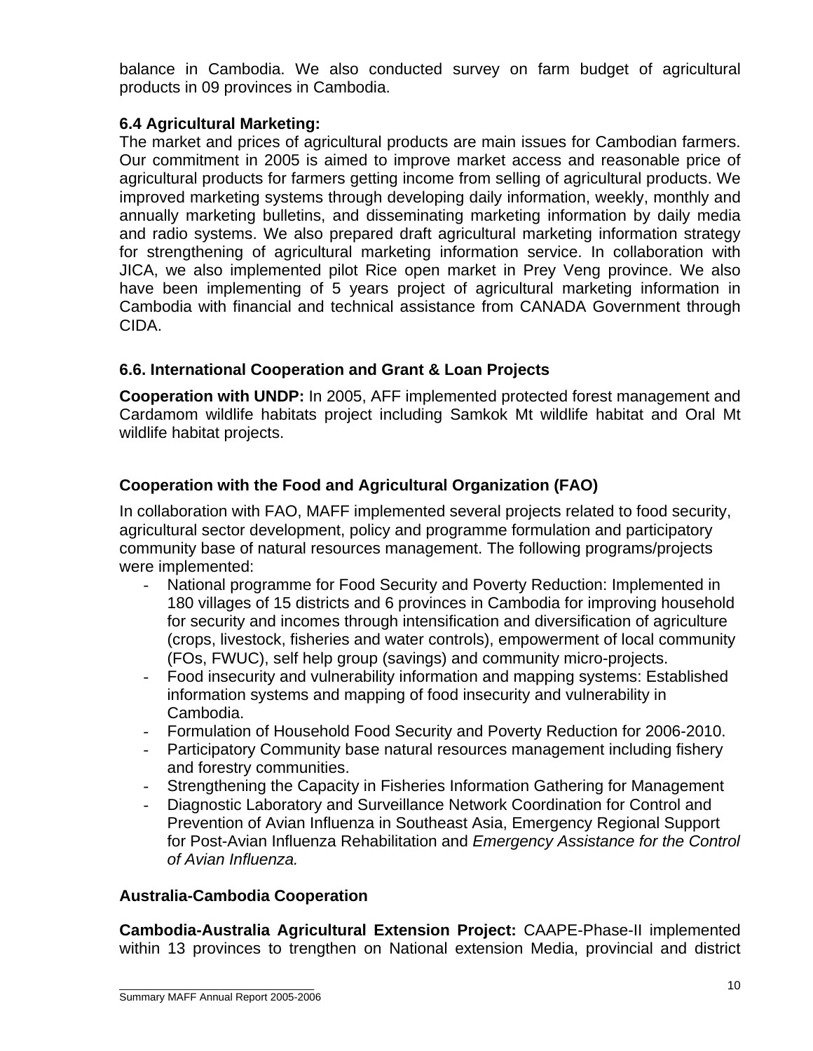balance in Cambodia. We also conducted survey on farm budget of agricultural products in 09 provinces in Cambodia.

### 6.4 Agricultural Marketing:

The market and prices of agricultural products are main issues for Cambodian farmers. Our commitment in 2005 is aimed to improve market access and reasonable price of agricultural products for farmers getting income from selling of agricultural products. We improved marketing systems through developing daily information, weekly, monthly and annually marketing bulletins, and disseminating marketing information by daily media and radio systems. We also prepared draft agricultural marketing information strategy for strengthening of agricultural marketing information service. In collaboration with JICA, we also implemented pilot Rice open market in Prey Veng province. We also have been implementing of 5 years project of agricultural marketing information in Cambodia with financial and technical assistance from CANADA Government through CIDA.

### 6.6. International Cooperation and Grant & Loan Projects

**Cooperation with UNDP:** In 2005, AFF implemented protected forest management and Cardamom wildlife habitats project including Samkok Mt wildlife habitat and Oral Mt wildlife habitat projects.

### Cooperation with the Food and Agricultural Organization (FAO)

In collaboration with FAO, MAFF implemented several projects related to food security, agricultural sector development, policy and programme formulation and participatory community base of natural resources management. The following programs/projects were implemented:

- National programme for Food Security and Poverty Reduction: Implemented in 180 villages of 15 districts and 6 provinces in Cambodia for improving household for security and incomes through intensification and diversification of agriculture (crops, livestock, fisheries and water controls), empowerment of local community (FOs, FWUC), self help group (savings) and community micro-projects.
- Food insecurity and vulnerability information and mapping systems: Established information systems and mapping of food insecurity and vulnerability in Cambodia.
- Formulation of Household Food Security and Poverty Reduction for 2006-2010.
- Participatory Community base natural resources management including fishery and forestry communities.
- Strengthening the Capacity in Fisheries Information Gathering for Management
- Diagnostic Laboratory and Surveillance Network Coordination for Control and Prevention of Avian Influenza in Southeast Asia, Emergency Regional Support for Post-Avian Influenza Rehabilitation and *Emergency Assistance for the Control of Avian Influenza.*

### Australia-Cambodia Cooperation

**Cambodia-Australia Agricultural Extension Project:** CAAPE-Phase-II implemented within 13 provinces to trengthen on National extension Media, provincial and district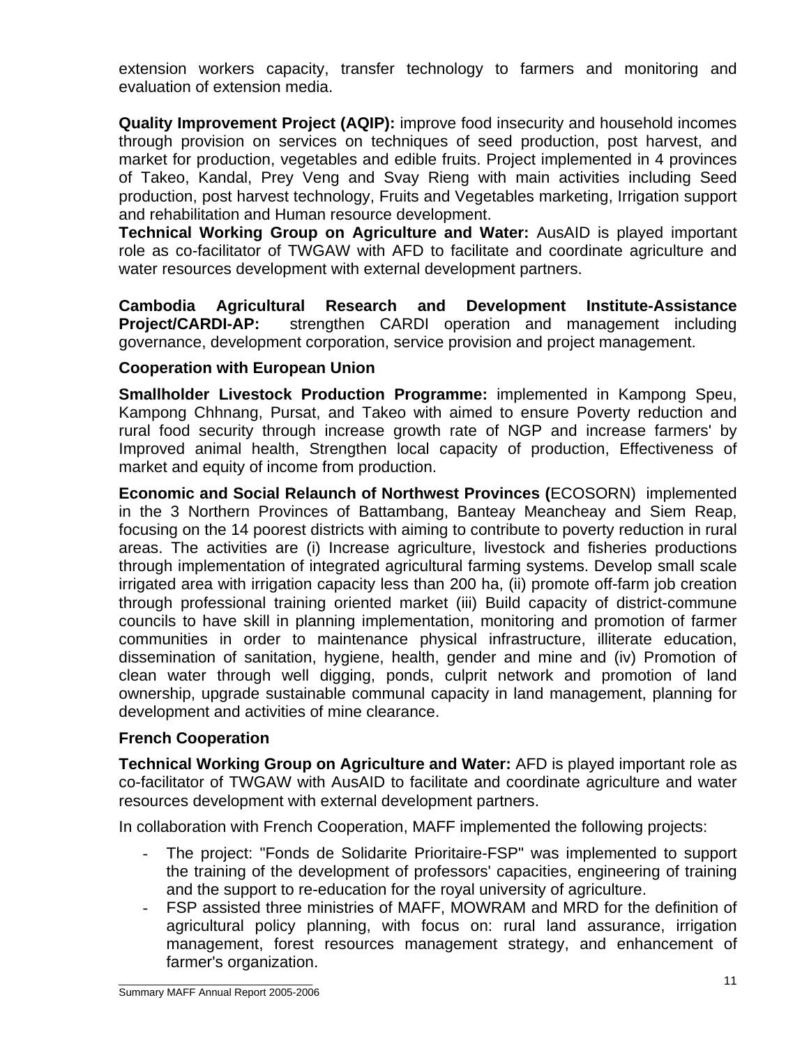extension workers capacity, transfer technology to farmers and monitoring and evaluation of extension media.

**Quality Improvement Project (AQIP):** improve food insecurity and household incomes through provision on services on techniques of seed production, post harvest, and market for production, vegetables and edible fruits. Project implemented in 4 provinces of Takeo, Kandal, Prey Veng and Svay Rieng with main activities including Seed production, post harvest technology, Fruits and Vegetables marketing, Irrigation support and rehabilitation and Human resource development.

**Technical Working Group on Agriculture and Water:** AusAID is played important role as co-facilitator of TWGAW with AFD to facilitate and coordinate agriculture and water resources development with external development partners.

**Cambodia Agricultural Research and Development Institute-Assistance Project/CARDI-AP:** strengthen CARDI operation and management including governance, development corporation, service provision and project management.

**Cooperation with European Union**

**Smallholder Livestock Production Programme:** implemented in Kampong Speu, Kampong Chhnang, Pursat, and Takeo with aimed to ensure Poverty reduction and rural food security through increase growth rate of NGP and increase farmers' by Improved animal health, Strengthen local capacity of production, Effectiveness of market and equity of income from production.

**Economic and Social Relaunch of Northwest Provinces (**ECOSORN) implemented in the 3 Northern Provinces of Battambang, Banteay Meancheay and Siem Reap, focusing on the 14 poorest districts with aiming to contribute to poverty reduction in rural areas. The activities are (i) Increase agriculture, livestock and fisheries productions through implementation of integrated agricultural farming systems. Develop small scale irrigated area with irrigation capacity less than 200 ha, (ii) promote off-farm job creation through professional training oriented market (iii) Build capacity of district-commune councils to have skill in planning implementation, monitoring and promotion of farmer communities in order to maintenance physical infrastructure, illiterate education, dissemination of sanitation, hygiene, health, gender and mine and (iv) Promotion of clean water through well digging, ponds, culprit network and promotion of land ownership, upgrade sustainable communal capacity in land management, planning for development and activities of mine clearance.

**French Cooperation**

**Technical Working Group on Agriculture and Water:** AFD is played important role as co-facilitator of TWGAW with AusAID to facilitate and coordinate agriculture and water resources development with external development partners.

In collaboration with French Cooperation, MAFF implemented the following projects:

- The project: "Fonds de Solidarite Prioritaire-FSP" was implemented to support the training of the development of professors' capacities, engineering of training and the support to re-education for the royal university of agriculture.
- FSP assisted three ministries of MAFF, MOWRAM and MRD for the definition of agricultural policy planning, with focus on: rural land assurance, irrigation management, forest resources management strategy, and enhancement of farmer's organization.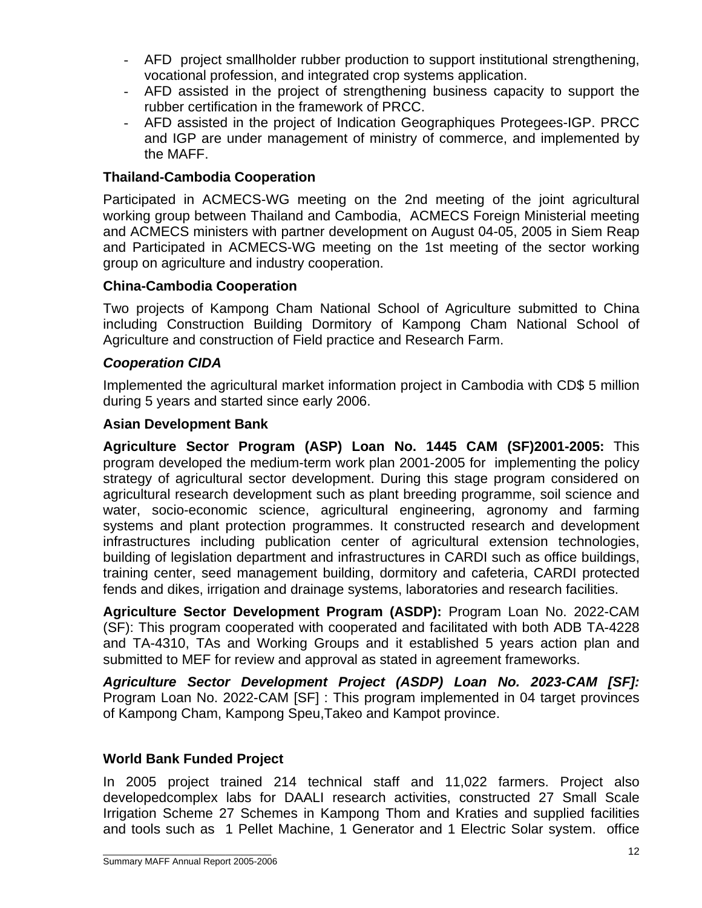- AFD project smallholder rubber production to support institutional strengthening, vocational profession, and integrated crop systems application.
- AFD assisted in the project of strengthening business capacity to support the rubber certification in the framework of PRCC.
- AFD assisted in the project of Indication Geographiques Protegees-IGP. PRCC and IGP are under management of ministry of commerce, and implemented by the MAFF.

### Thailand-Cambodia Cooperation

Participated in ACMECS-WG meeting on the 2nd meeting of the joint agricultural working group between Thailand and Cambodia, ACMECS Foreign Ministerial meeting and ACMECS ministers with partner development on August 04-05, 2005 in Siem Reap and Participated in ACMECS-WG meeting on the 1st meeting of the sector working group on agriculture and industry cooperation.

### China-Cambodia Cooperation

Two projects of Kampong Cham National School of Agriculture submitted to China including Construction Building Dormitory of Kampong Cham National School of Agriculture and construction of Field practice and Research Farm.

### *Cooperation CIDA*

Implemented the agricultural market information project in Cambodia with CD$ 5 million during 5 years and started since early 2006.

### Asian Development Bank

**Agriculture Sector Program (ASP) Loan No. 1445 CAM (SF)2001-2005:** This program developed the medium-term work plan 2001-2005 for implementing the policy strategy of agricultural sector development. During this stage program considered on agricultural research development such as plant breeding programme, soil science and water, socio-economic science, agricultural engineering, agronomy and farming systems and plant protection programmes. It constructed research and development infrastructures including publication center of agricultural extension technologies, building of legislation department and infrastructures in CARDI such as office buildings, training center, seed management building, dormitory and cafeteria, CARDI protected fends and dikes, irrigation and drainage systems, laboratories and research facilities.

**Agriculture Sector Development Program (ASDP):** Program Loan No. 2022-CAM (SF): This program cooperated with cooperated and facilitated with both ADB TA-4228 and TA-4310, TAs and Working Groups and it established 5 years action plan and submitted to MEF for review and approval as stated in agreement frameworks.

***Agriculture Sector Development Project (ASDP) Loan No. 2023-CAM [SF]:*** Program Loan No. 2022-CAM [SF] : This program implemented in 04 target provinces of Kampong Cham, Kampong Speu,Takeo and Kampot province.

### World Bank Funded Project

In 2005 project trained 214 technical staff and 11,022 farmers. Project also developedcomplex labs for DAALI research activities, constructed 27 Small Scale Irrigation Scheme 27 Schemes in Kampong Thom and Kraties and supplied facilities and tools such as 1 Pellet Machine, 1 Generator and 1 Electric Solar system. office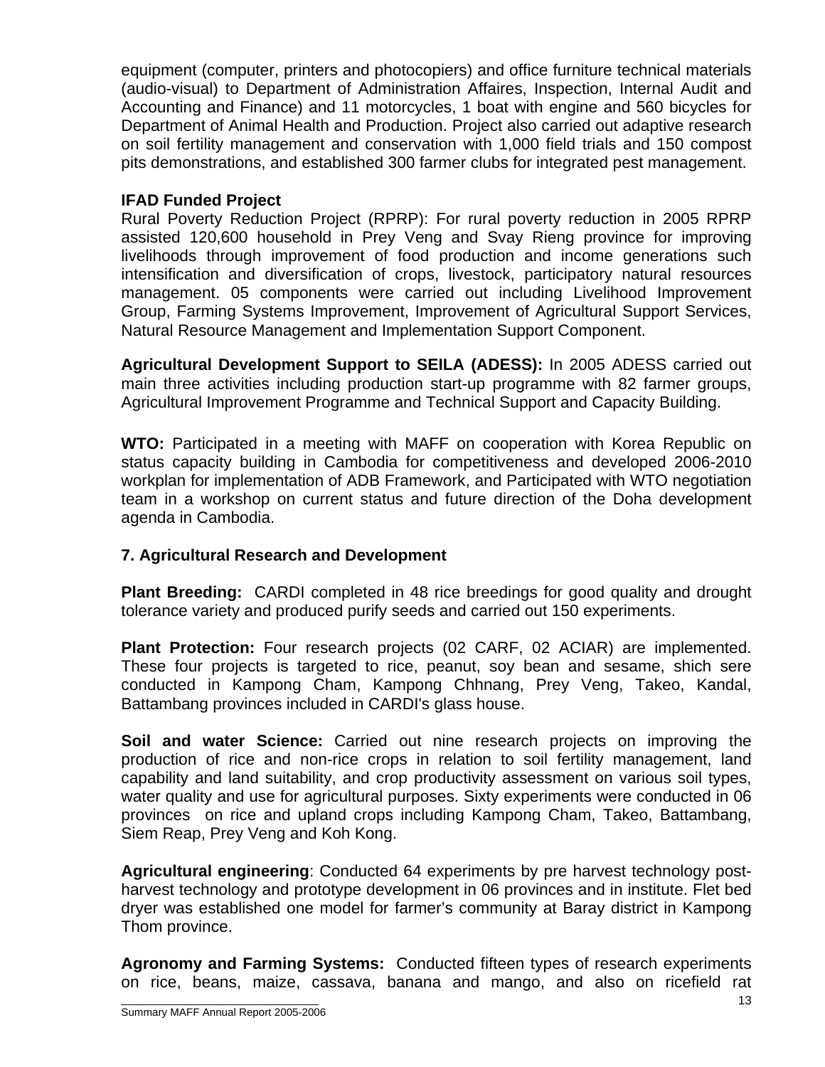equipment (computer, printers and photocopiers) and office furniture technical materials (audio-visual) to Department of Administration Affaires, Inspection, Internal Audit and Accounting and Finance) and 11 motorcycles, 1 boat with engine and 560 bicycles for Department of Animal Health and Production. Project also carried out adaptive research on soil fertility management and conservation with 1,000 field trials and 150 compost pits demonstrations, and established 300 farmer clubs for integrated pest management.

**IFAD Funded Project**

Rural Poverty Reduction Project (RPRP): For rural poverty reduction in 2005 RPRP assisted 120,600 household in Prey Veng and Svay Rieng province for improving livelihoods through improvement of food production and income generations such intensification and diversification of crops, livestock, participatory natural resources management. 05 components were carried out including Livelihood Improvement Group, Farming Systems Improvement, Improvement of Agricultural Support Services, Natural Resource Management and Implementation Support Component.

**Agricultural Development Support to SEILA (ADESS):** In 2005 ADESS carried out main three activities including production start-up programme with 82 farmer groups, Agricultural Improvement Programme and Technical Support and Capacity Building.

**WTO:** Participated in a meeting with MAFF on cooperation with Korea Republic on status capacity building in Cambodia for competitiveness and developed 2006-2010 workplan for implementation of ADB Framework, and Participated with WTO negotiation team in a workshop on current status and future direction of the Doha development agenda in Cambodia.

## 7. Agricultural Research and Development

**Plant Breeding:** CARDI completed in 48 rice breedings for good quality and drought tolerance variety and produced purify seeds and carried out 150 experiments.

**Plant Protection:** Four research projects (02 CARF, 02 ACIAR) are implemented. These four projects is targeted to rice, peanut, soy bean and sesame, shich sere conducted in Kampong Cham, Kampong Chhnang, Prey Veng, Takeo, Kandal, Battambang provinces included in CARDI's glass house.

**Soil and water Science:** Carried out nine research projects on improving the production of rice and non-rice crops in relation to soil fertility management, land capability and land suitability, and crop productivity assessment on various soil types, water quality and use for agricultural purposes. Sixty experiments were conducted in 06 provinces on rice and upland crops including Kampong Cham, Takeo, Battambang, Siem Reap, Prey Veng and Koh Kong.

**Agricultural engineering**: Conducted 64 experiments by pre harvest technology post-harvest technology and prototype development in 06 provinces and in institute. Flet bed dryer was established one model for farmer's community at Baray district in Kampong Thom province.

**Agronomy and Farming Systems:** Conducted fifteen types of research experiments on rice, beans, maize, cassava, banana and mango, and also on ricefield rat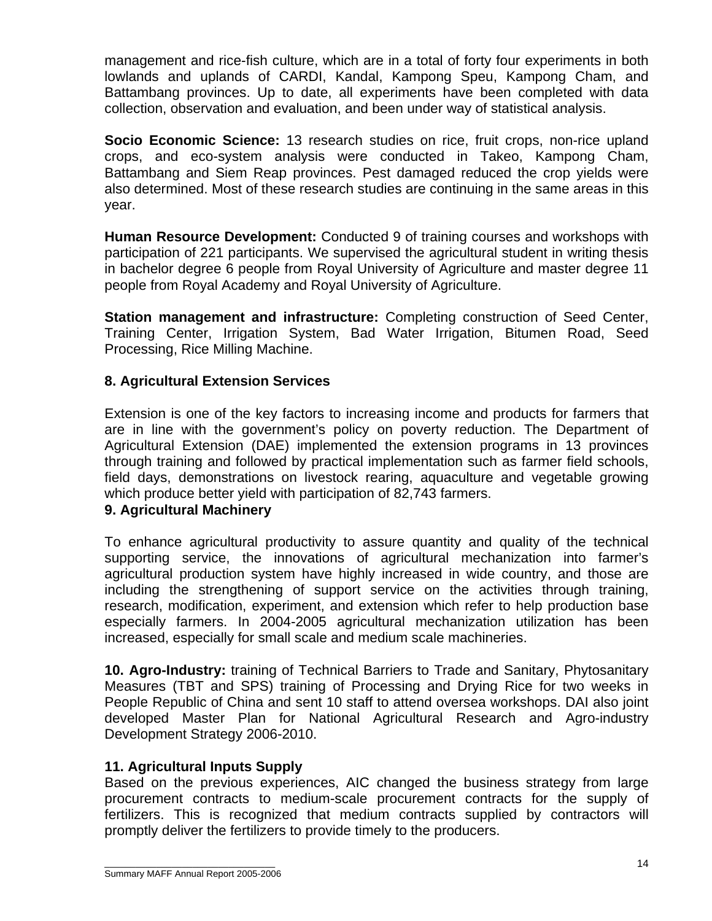management and rice-fish culture, which are in a total of forty four experiments in both lowlands and uplands of CARDI, Kandal, Kampong Speu, Kampong Cham, and Battambang provinces. Up to date, all experiments have been completed with data collection, observation and evaluation, and been under way of statistical analysis.

**Socio Economic Science:** 13 research studies on rice, fruit crops, non-rice upland crops, and eco-system analysis were conducted in Takeo, Kampong Cham, Battambang and Siem Reap provinces. Pest damaged reduced the crop yields were also determined. Most of these research studies are continuing in the same areas in this year.

**Human Resource Development:** Conducted 9 of training courses and workshops with participation of 221 participants. We supervised the agricultural student in writing thesis in bachelor degree 6 people from Royal University of Agriculture and master degree 11 people from Royal Academy and Royal University of Agriculture.

**Station management and infrastructure:** Completing construction of Seed Center, Training Center, Irrigation System, Bad Water Irrigation, Bitumen Road, Seed Processing, Rice Milling Machine.

## 8. Agricultural Extension Services

Extension is one of the key factors to increasing income and products for farmers that are in line with the government's policy on poverty reduction. The Department of Agricultural Extension (DAE) implemented the extension programs in 13 provinces through training and followed by practical implementation such as farmer field schools, field days, demonstrations on livestock rearing, aquaculture and vegetable growing which produce better yield with participation of 82,743 farmers.

## 9. Agricultural Machinery

To enhance agricultural productivity to assure quantity and quality of the technical supporting service, the innovations of agricultural mechanization into farmer's agricultural production system have highly increased in wide country, and those are including the strengthening of support service on the activities through training, research, modification, experiment, and extension which refer to help production base especially farmers. In 2004-2005 agricultural mechanization utilization has been increased, especially for small scale and medium scale machineries.

**10. Agro-Industry:** training of Technical Barriers to Trade and Sanitary, Phytosanitary Measures (TBT and SPS) training of Processing and Drying Rice for two weeks in People Republic of China and sent 10 staff to attend oversea workshops. DAI also joint developed Master Plan for National Agricultural Research and Agro-industry Development Strategy 2006-2010.

## 11. Agricultural Inputs Supply

Based on the previous experiences, AIC changed the business strategy from large procurement contracts to medium-scale procurement contracts for the supply of fertilizers. This is recognized that medium contracts supplied by contractors will promptly deliver the fertilizers to provide timely to the producers.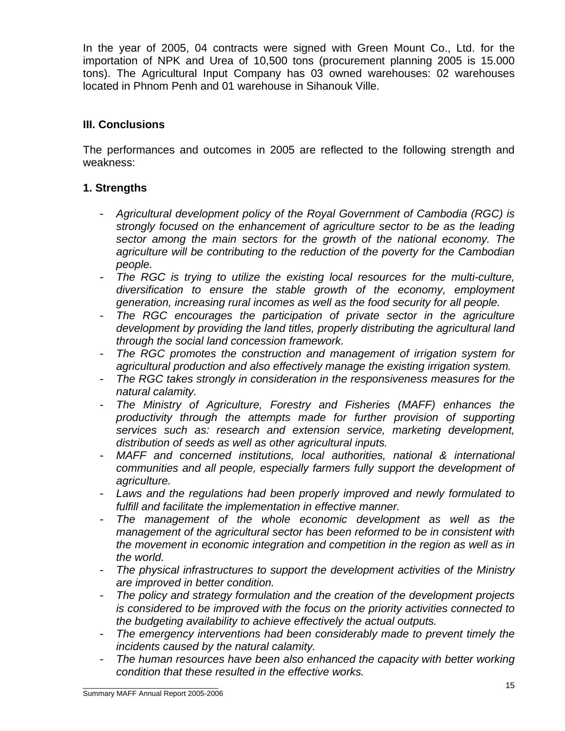In the year of 2005, 04 contracts were signed with Green Mount Co., Ltd. for the importation of NPK and Urea of 10,500 tons (procurement planning 2005 is 15.000 tons). The Agricultural Input Company has 03 owned warehouses: 02 warehouses located in Phnom Penh and 01 warehouse in Sihanouk Ville.

## III. Conclusions

The performances and outcomes in 2005 are reflected to the following strength and weakness:

### 1. Strengths

- *Agricultural development policy of the Royal Government of Cambodia (RGC) is strongly focused on the enhancement of agriculture sector to be as the leading sector among the main sectors for the growth of the national economy. The agriculture will be contributing to the reduction of the poverty for the Cambodian people.*
- *The RGC is trying to utilize the existing local resources for the multi-culture, diversification to ensure the stable growth of the economy, employment generation, increasing rural incomes as well as the food security for all people.*
- *The RGC encourages the participation of private sector in the agriculture development by providing the land titles, properly distributing the agricultural land through the social land concession framework.*
- *The RGC promotes the construction and management of irrigation system for agricultural production and also effectively manage the existing irrigation system.*
- *The RGC takes strongly in consideration in the responsiveness measures for the natural calamity.*
- *The Ministry of Agriculture, Forestry and Fisheries (MAFF) enhances the productivity through the attempts made for further provision of supporting services such as: research and extension service, marketing development, distribution of seeds as well as other agricultural inputs.*
- *MAFF and concerned institutions, local authorities, national & international communities and all people, especially farmers fully support the development of agriculture.*
- *Laws and the regulations had been properly improved and newly formulated to fulfill and facilitate the implementation in effective manner.*
- *The management of the whole economic development as well as the management of the agricultural sector has been reformed to be in consistent with the movement in economic integration and competition in the region as well as in the world.*
- *The physical infrastructures to support the development activities of the Ministry are improved in better condition.*
- *The policy and strategy formulation and the creation of the development projects is considered to be improved with the focus on the priority activities connected to the budgeting availability to achieve effectively the actual outputs.*
- *The emergency interventions had been considerably made to prevent timely the incidents caused by the natural calamity.*
- *The human resources have been also enhanced the capacity with better working condition that these resulted in the effective works.*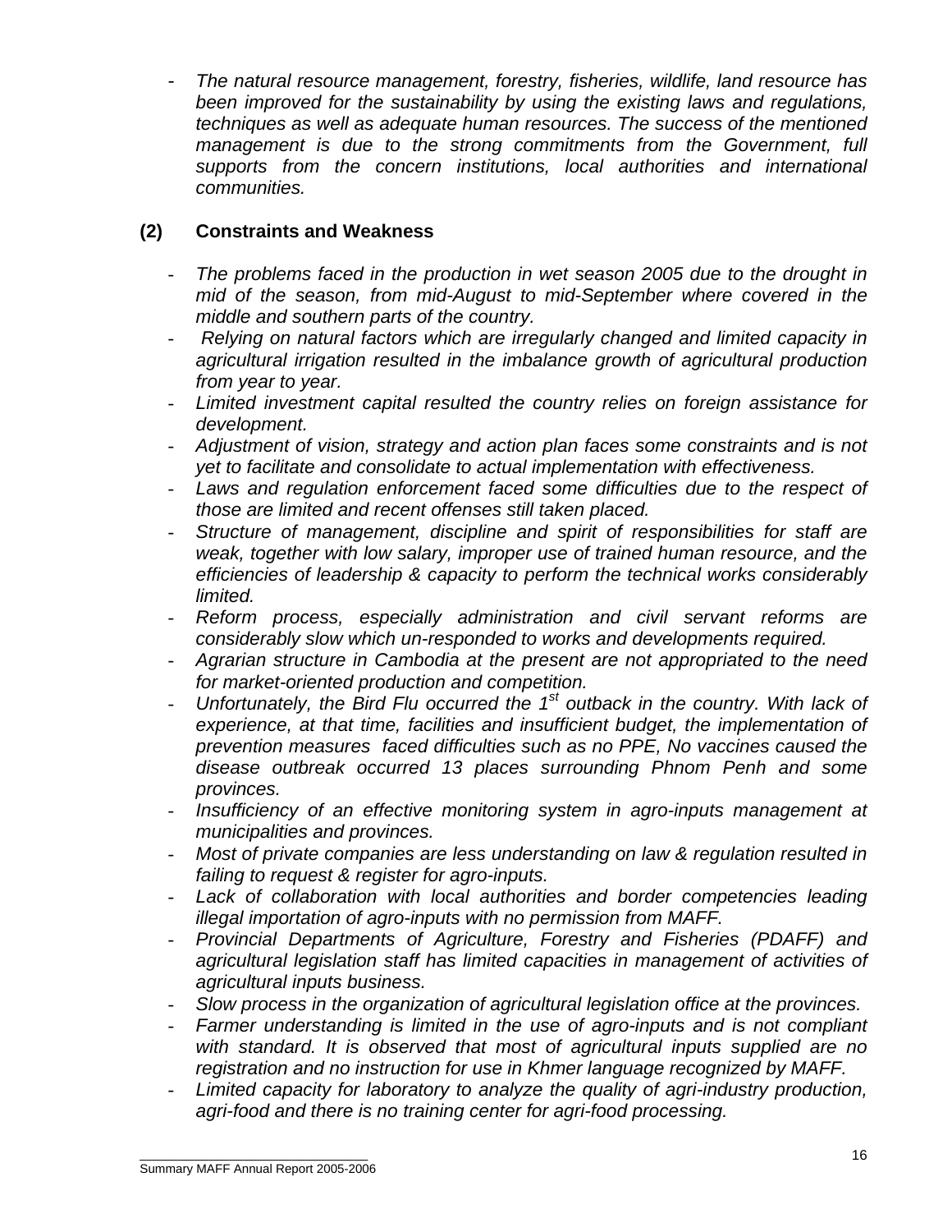- *The natural resource management, forestry, fisheries, wildlife, land resource has been improved for the sustainability by using the existing laws and regulations, techniques as well as adequate human resources. The success of the mentioned management is due to the strong commitments from the Government, full supports from the concern institutions, local authorities and international communities.*

### (2) Constraints and Weakness

- *The problems faced in the production in wet season 2005 due to the drought in mid of the season, from mid-August to mid-September where covered in the middle and southern parts of the country.*
- *Relying on natural factors which are irregularly changed and limited capacity in agricultural irrigation resulted in the imbalance growth of agricultural production from year to year.*
- *Limited investment capital resulted the country relies on foreign assistance for development.*
- *Adjustment of vision, strategy and action plan faces some constraints and is not yet to facilitate and consolidate to actual implementation with effectiveness.*
- *Laws and regulation enforcement faced some difficulties due to the respect of those are limited and recent offenses still taken placed.*
- *Structure of management, discipline and spirit of responsibilities for staff are weak, together with low salary, improper use of trained human resource, and the efficiencies of leadership & capacity to perform the technical works considerably limited.*
- *Reform process, especially administration and civil servant reforms are considerably slow which un-responded to works and developments required.*
- *Agrarian structure in Cambodia at the present are not appropriated to the need for market-oriented production and competition.*
- *Unfortunately, the Bird Flu occurred the 1st outback in the country. With lack of experience, at that time, facilities and insufficient budget, the implementation of prevention measures faced difficulties such as no PPE, No vaccines caused the disease outbreak occurred 13 places surrounding Phnom Penh and some provinces.*
- *Insufficiency of an effective monitoring system in agro-inputs management at municipalities and provinces.*
- *Most of private companies are less understanding on law & regulation resulted in failing to request & register for agro-inputs.*
- *Lack of collaboration with local authorities and border competencies leading illegal importation of agro-inputs with no permission from MAFF.*
- *Provincial Departments of Agriculture, Forestry and Fisheries (PDAFF) and agricultural legislation staff has limited capacities in management of activities of agricultural inputs business.*
- *Slow process in the organization of agricultural legislation office at the provinces.*
- *Farmer understanding is limited in the use of agro-inputs and is not compliant with standard. It is observed that most of agricultural inputs supplied are no registration and no instruction for use in Khmer language recognized by MAFF.*
- *Limited capacity for laboratory to analyze the quality of agri-industry production, agri-food and there is no training center for agri-food processing.*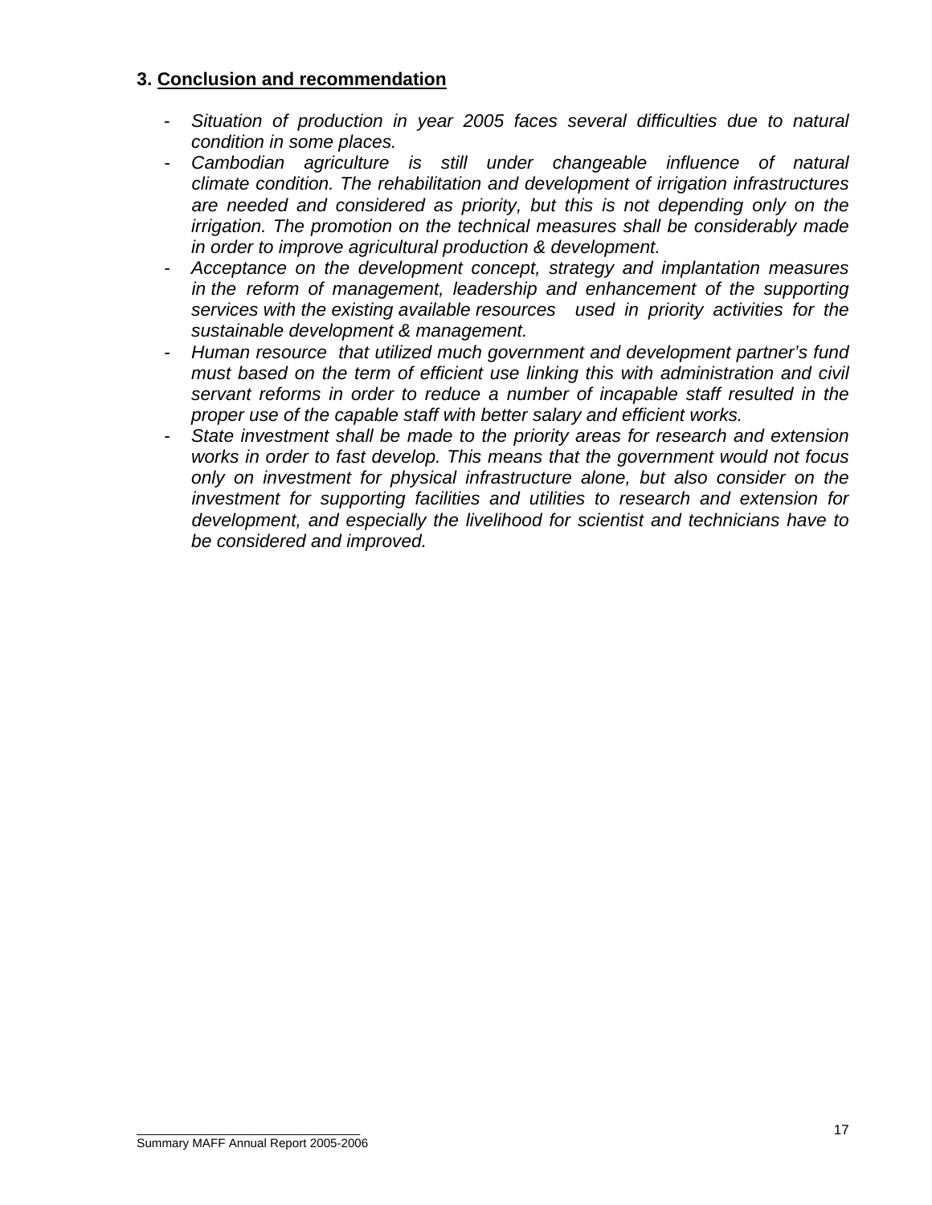### 3. Conclusion and recommendation

- *Situation of production in year 2005 faces several difficulties due to natural condition in some places.*
- *Cambodian agriculture is still under changeable influence of natural climate condition. The rehabilitation and development of irrigation infrastructures are needed and considered as priority, but this is not depending only on the irrigation. The promotion on the technical measures shall be considerably made in order to improve agricultural production & development.*
- *Acceptance on the development concept, strategy and implantation measures in the reform of management, leadership and enhancement of the supporting services with the existing available resources used in priority activities for the sustainable development & management.*
- *Human resource that utilized much government and development partner's fund must based on the term of efficient use linking this with administration and civil servant reforms in order to reduce a number of incapable staff resulted in the proper use of the capable staff with better salary and efficient works.*
- *State investment shall be made to the priority areas for research and extension works in order to fast develop. This means that the government would not focus only on investment for physical infrastructure alone, but also consider on the investment for supporting facilities and utilities to research and extension for development, and especially the livelihood for scientist and technicians have to be considered and improved.*